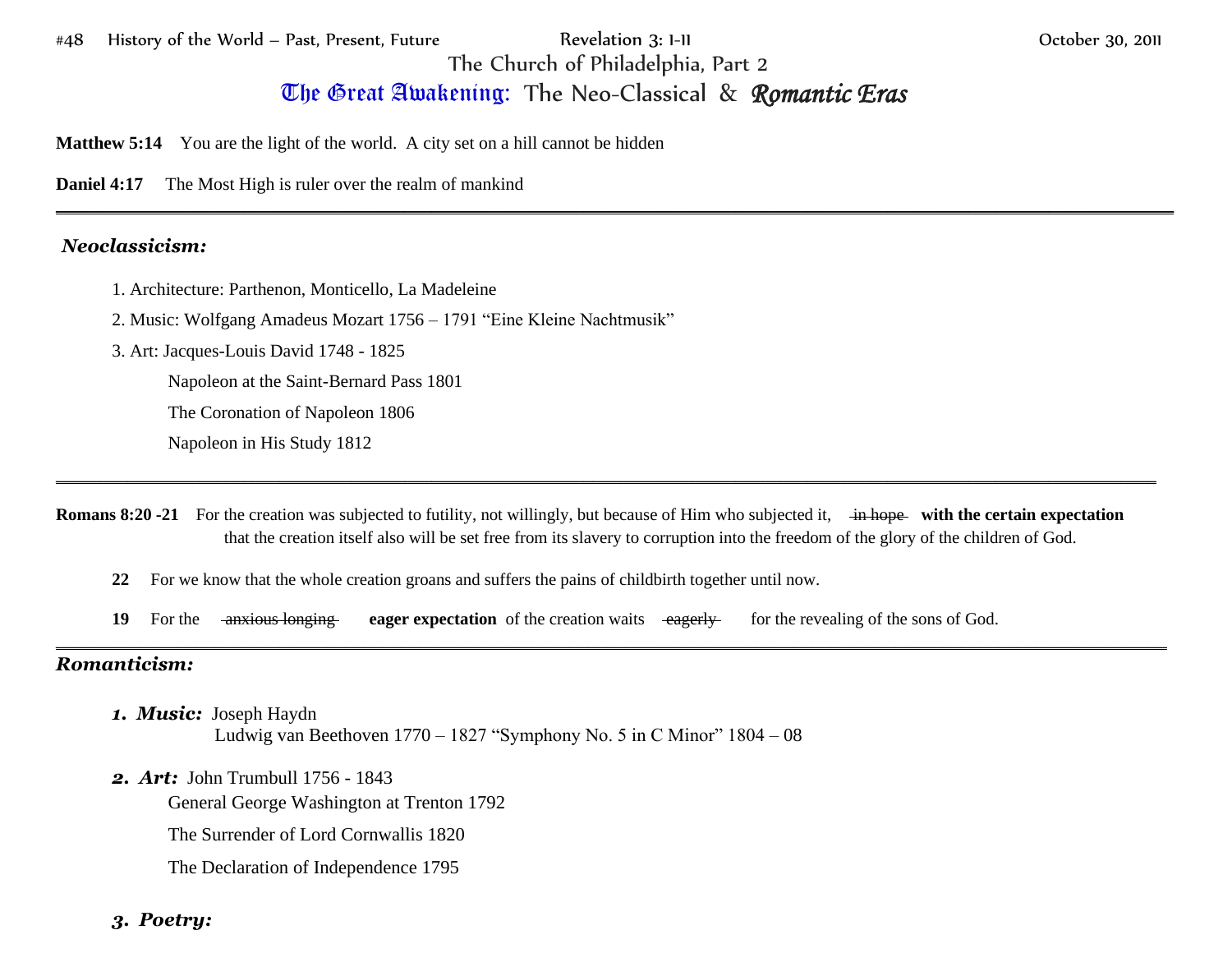#48 History of the World – Past, Present, Future — Revelation 3: 1-11 — October 30, 2011

The Church of Philadelphia, Part 2

# The Great Awakening: The Neo-Classical & *Romantic Eras*

**Matthew 5:14** You are the light of the world. A city set on a hill cannot be hidden

**Daniel 4:17** The Most High is ruler over the realm of mankind

---

## *Neoclassicism:*

1. Architecture: Parthenon, Monticello, La Madeleine
2. Music: Wolfgang Amadeus Mozart 1756 – 1791 "Eine Kleine Nachtmusik"
3. Art: Jacques-Louis David 1748 - 1825
   - Napoleon at the Saint-Bernard Pass 1801
   - The Coronation of Napoleon 1806
   - Napoleon in His Study 1812

---

**Romans 8:20 -21** For the creation was subjected to futility, not willingly, but because of Him who subjected it, ~~in hope~~ **with the certain expectation** that the creation itself also will be set free from its slavery to corruption into the freedom of the glory of the children of God.

**22** For we know that the whole creation groans and suffers the pains of childbirth together until now.

**19** For the ~~anxious longing~~ **eager expectation** of the creation waits ~~eagerly~~ for the revealing of the sons of God.

---

## *Romanticism:*

1. ***Music:*** Joseph Haydn
   Ludwig van Beethoven 1770 – 1827 "Symphony No. 5 in C Minor" 1804 – 08
2. ***Art:*** John Trumbull 1756 - 1843
   - General George Washington at Trenton 1792
   - The Surrender of Lord Cornwallis 1820
   - The Declaration of Independence 1795
3. ***Poetry:***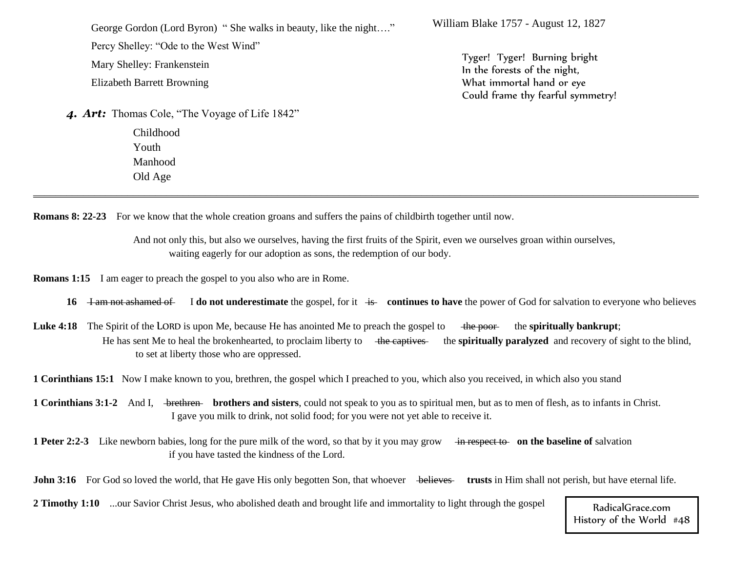George Gordon (Lord Byron) " She walks in beauty, like the night…."

Percy Shelley: "Ode to the West Wind"

Mary Shelley: Frankenstein

Elizabeth Barrett Browning

William Blake 1757 - August 12, 1827

Tyger! Tyger! Burning bright
In the forests of the night,
What immortal hand or eye
Could frame thy fearful symmetry!

***4. Art:*** Thomas Cole, "The Voyage of Life 1842"

Childhood
Youth
Manhood
Old Age

---

**Romans 8: 22-23** For we know that the whole creation groans and suffers the pains of childbirth together until now.

And not only this, but also we ourselves, having the first fruits of the Spirit, even we ourselves groan within ourselves, waiting eagerly for our adoption as sons, the redemption of our body.

**Romans 1:15** I am eager to preach the gospel to you also who are in Rome.

**16** ~~I am not ashamed of~~ I **do not underestimate** the gospel, for it ~~is~~ **continues to have** the power of God for salvation to everyone who believes

**Luke 4:18** The Spirit of the LORD is upon Me, because He has anointed Me to preach the gospel to ~~the poor~~ the **spiritually bankrupt**; He has sent Me to heal the brokenhearted, to proclaim liberty to ~~the captives~~ the **spiritually paralyzed** and recovery of sight to the blind, to set at liberty those who are oppressed.

**1 Corinthians 15:1** Now I make known to you, brethren, the gospel which I preached to you, which also you received, in which also you stand

**1 Corinthians 3:1-2** And I, ~~brethren~~ **brothers and sisters**, could not speak to you as to spiritual men, but as to men of flesh, as to infants in Christ. I gave you milk to drink, not solid food; for you were not yet able to receive it.

**1 Peter 2:2-3** Like newborn babies, long for the pure milk of the word, so that by it you may grow ~~in respect to~~ **on the baseline of** salvation if you have tasted the kindness of the Lord.

**John 3:16** For God so loved the world, that He gave His only begotten Son, that whoever ~~believes~~ **trusts** in Him shall not perish, but have eternal life.

**2 Timothy 1:10** ...our Savior Christ Jesus, who abolished death and brought life and immortality to light through the gospel

RadicalGrace.com
History of the World #48